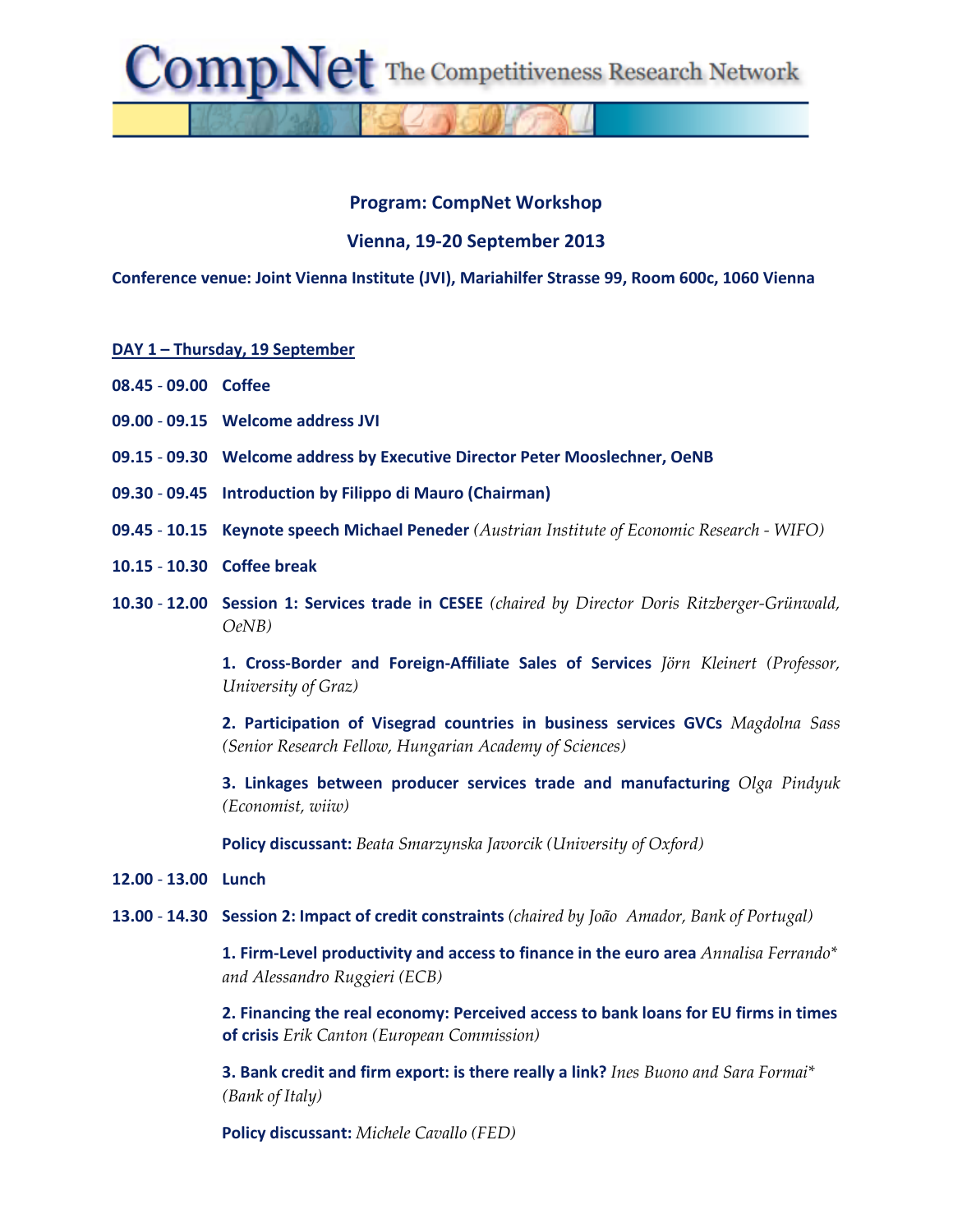# CompNet The Competitiveness Research Network

## Program: CompNet Workshop

## Vienna, 19-20 September 2013

**Conference venue: Joint Vienna Institute (JVI), Mariahilfer Strasse 99, Room 600c, 1060 Vienna**

**DAY 1 – Thursday, 19 September**

**08.45 - 09.00 Coffee**

**09.00 - 09.15 Welcome address JVI**

**09.15 - 09.30 Welcome address by Executive Director Peter Mooslechner, OeNB**

**09.30 - 09.45 Introduction by Filippo di Mauro (Chairman)**

**09.45 - 10.15 Keynote speech Michael Peneder** *(Austrian Institute of Economic Research - WIFO)*

**10.15 - 10.30 Coffee break**

**10.30 - 12.00 Session 1: Services trade in CESEE** *(chaired by Director Doris Ritzberger-Grünwald, OeNB)*

**1. Cross-Border and Foreign-Affiliate Sales of Services** *Jörn Kleinert (Professor, University of Graz)*

**2. Participation of Visegrad countries in business services GVCs** *Magdolna Sass (Senior Research Fellow, Hungarian Academy of Sciences)*

**3. Linkages between producer services trade and manufacturing** *Olga Pindyuk (Economist, wiiw)*

**Policy discussant:** *Beata Smarzynska Javorcik (University of Oxford)*

**12.00 - 13.00 Lunch**

**13.00 - 14.30 Session 2: Impact of credit constraints** *(chaired by João Amador, Bank of Portugal)*

**1. Firm-Level productivity and access to finance in the euro area** *Annalisa Ferrando* and Alessandro Ruggieri (ECB)*

**2. Financing the real economy: Perceived access to bank loans for EU firms in times of crisis** *Erik Canton (European Commission)*

**3. Bank credit and firm export: is there really a link?** *Ines Buono and Sara Formai* (Bank of Italy)*

**Policy discussant:** *Michele Cavallo (FED)*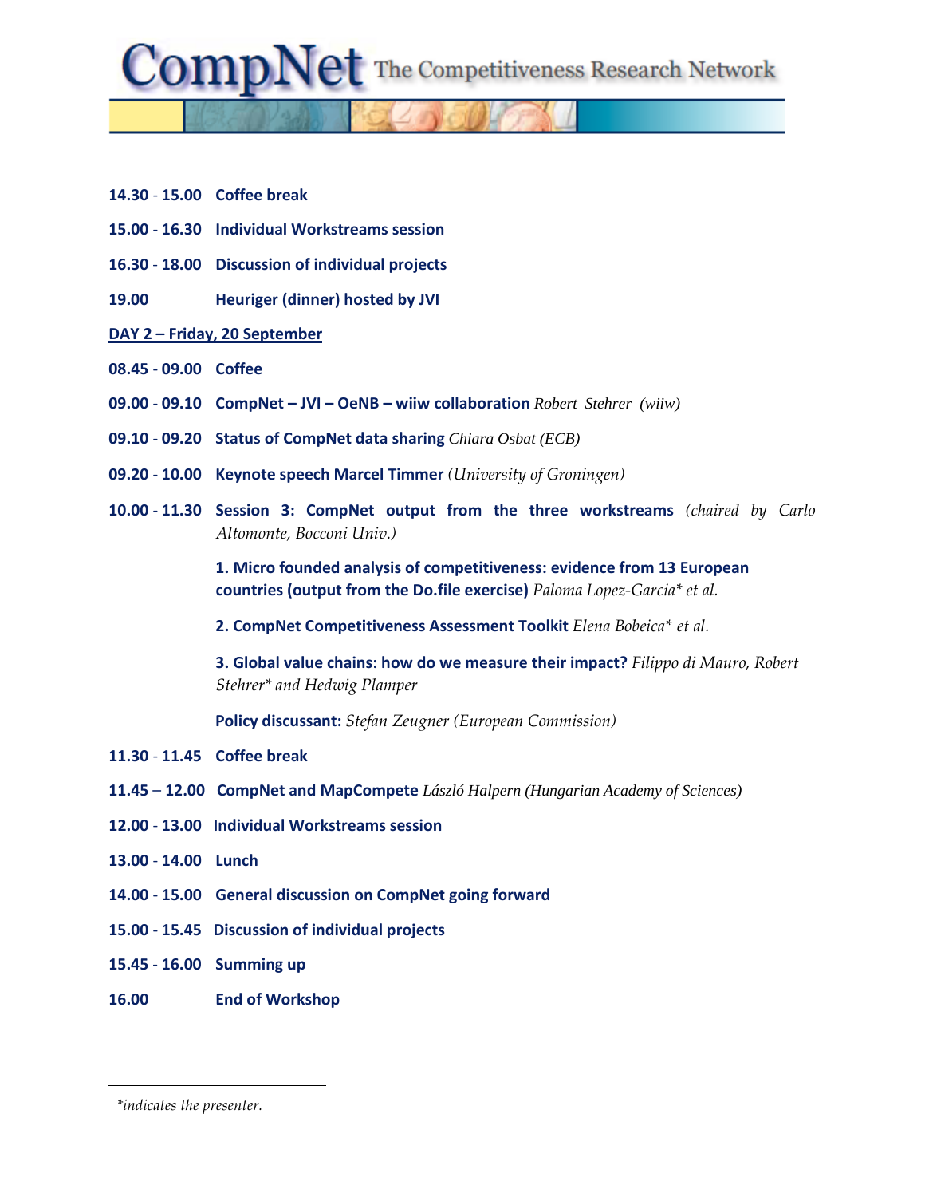**14.30 - 15.00 Coffee break**

**15.00 - 16.30 Individual Workstreams session**

**16.30 - 18.00 Discussion of individual projects**

**19.00 Heuriger (dinner) hosted by JVI**

**DAY 2 – Friday, 20 September**

**08.45 - 09.00 Coffee**

**09.00 - 09.10 CompNet – JVI – OeNB – wiiw collaboration** *Robert Stehrer (wiiw)*

**09.10 - 09.20 Status of CompNet data sharing** *Chiara Osbat (ECB)*

**09.20 - 10.00 Keynote speech Marcel Timmer** *(University of Groningen)*

**10.00 - 11.30 Session 3: CompNet output from the three workstreams** *(chaired by Carlo Altomonte, Bocconi Univ.)*

**1. Micro founded analysis of competitiveness: evidence from 13 European countries (output from the Do.file exercise)** *Paloma Lopez-Garcia* et al.*

**2. CompNet Competitiveness Assessment Toolkit** *Elena Bobeica* et al.*

**3. Global value chains: how do we measure their impact?** *Filippo di Mauro, Robert Stehrer* and Hedwig Plamper*

**Policy discussant:** *Stefan Zeugner (European Commission)*

**11.30 - 11.45 Coffee break**

**11.45 – 12.00 CompNet and MapCompete** *László Halpern (Hungarian Academy of Sciences)*

**12.00 - 13.00 Individual Workstreams session**

**13.00 - 14.00 Lunch**

**14.00 - 15.00 General discussion on CompNet going forward**

**15.00 - 15.45 Discussion of individual projects**

**15.45 - 16.00 Summing up**

**16.00 End of Workshop**

---

*indicates the presenter.